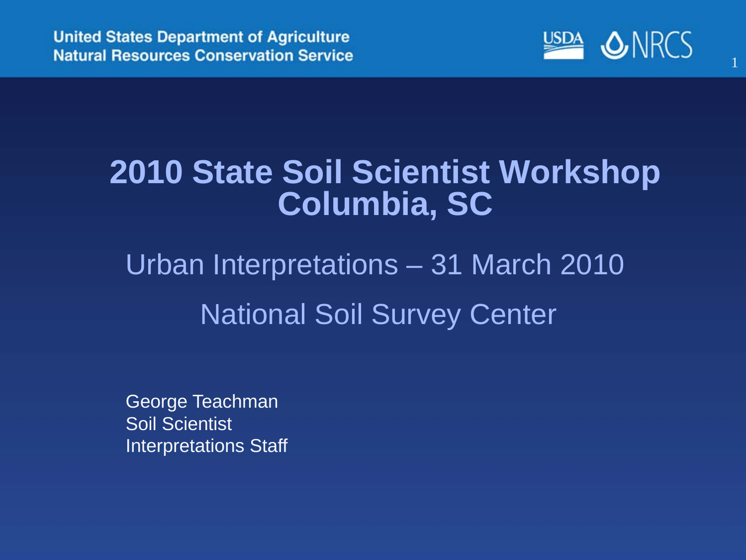United States Department of Agriculture
Natural Resources Conservation Service

# 2010 State Soil Scientist Workshop Columbia, SC

## Urban Interpretations – 31 March 2010

## National Soil Survey Center

George Teachman
Soil Scientist
Interpretations Staff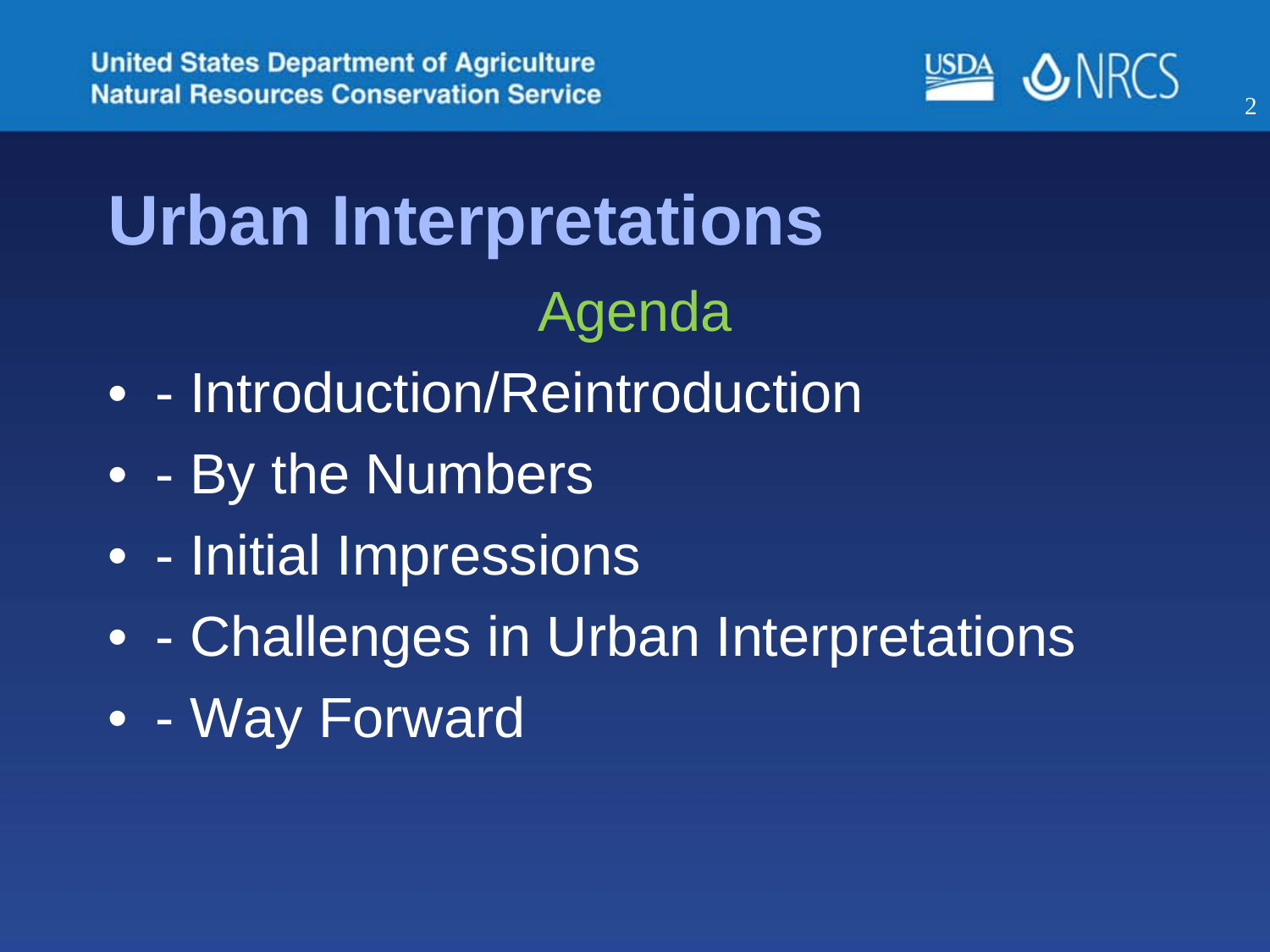# Urban Interpretations

## Agenda

- - Introduction/Reintroduction
- - By the Numbers
- - Initial Impressions
- - Challenges in Urban Interpretations
- - Way Forward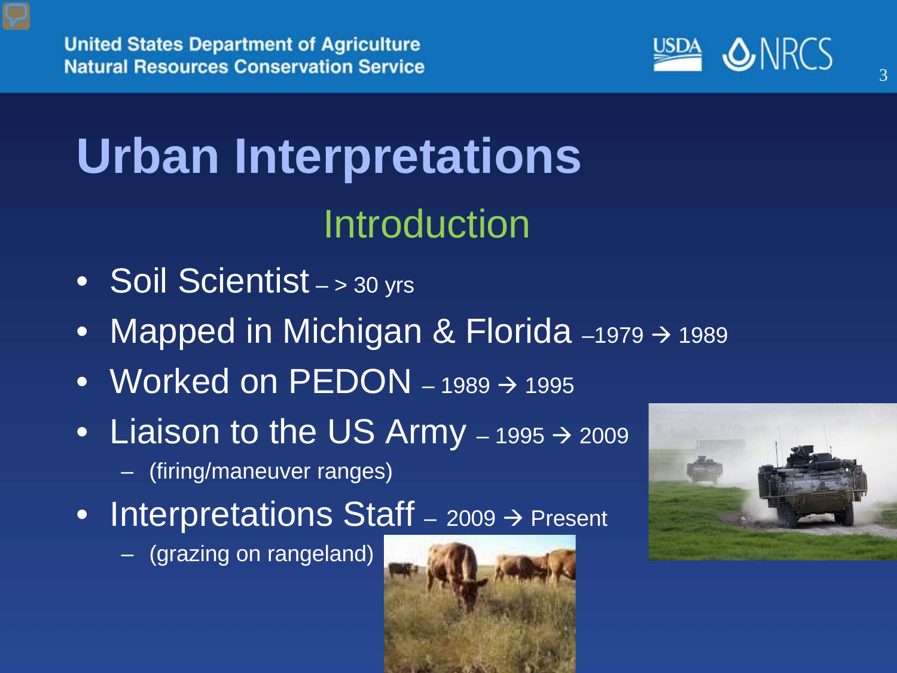# Urban Interpretations

## Introduction

- Soil Scientist – > 30 yrs
- Mapped in Michigan & Florida –1979 → 1989
- Worked on PEDON – 1989 → 1995
- Liaison to the US Army – 1995 → 2009
  - (firing/maneuver ranges)
- Interpretations Staff – 2009 → Present
  - (grazing on rangeland)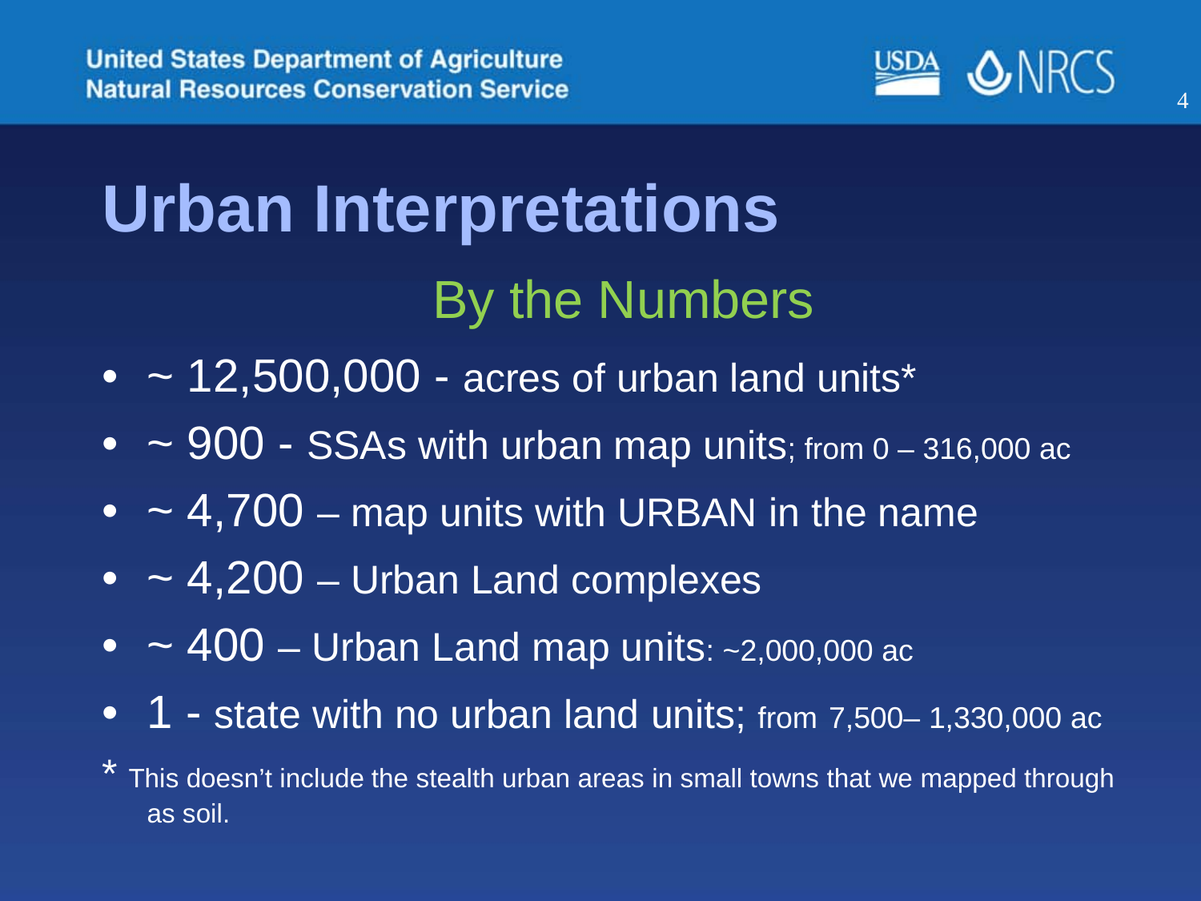# Urban Interpretations

## By the Numbers

- ~ 12,500,000 - acres of urban land units*
- ~ 900 - SSAs with urban map units; from 0 – 316,000 ac
- ~ 4,700 – map units with URBAN in the name
- ~ 4,200 – Urban Land complexes
- ~ 400 – Urban Land map units: ~2,000,000 ac
- 1 - state with no urban land units; from 7,500– 1,330,000 ac

* This doesn't include the stealth urban areas in small towns that we mapped through as soil.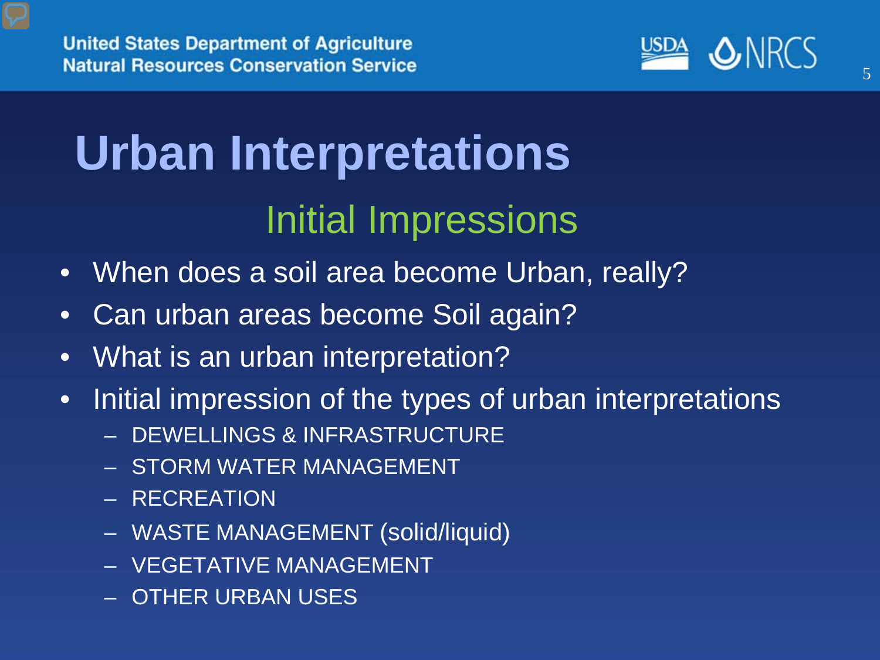# Urban Interpretations

## Initial Impressions

- When does a soil area become Urban, really?
- Can urban areas become Soil again?
- What is an urban interpretation?
- Initial impression of the types of urban interpretations
  - DEWELLINGS & INFRASTRUCTURE
  - STORM WATER MANAGEMENT
  - RECREATION
  - WASTE MANAGEMENT (solid/liquid)
  - VEGETATIVE MANAGEMENT
  - OTHER URBAN USES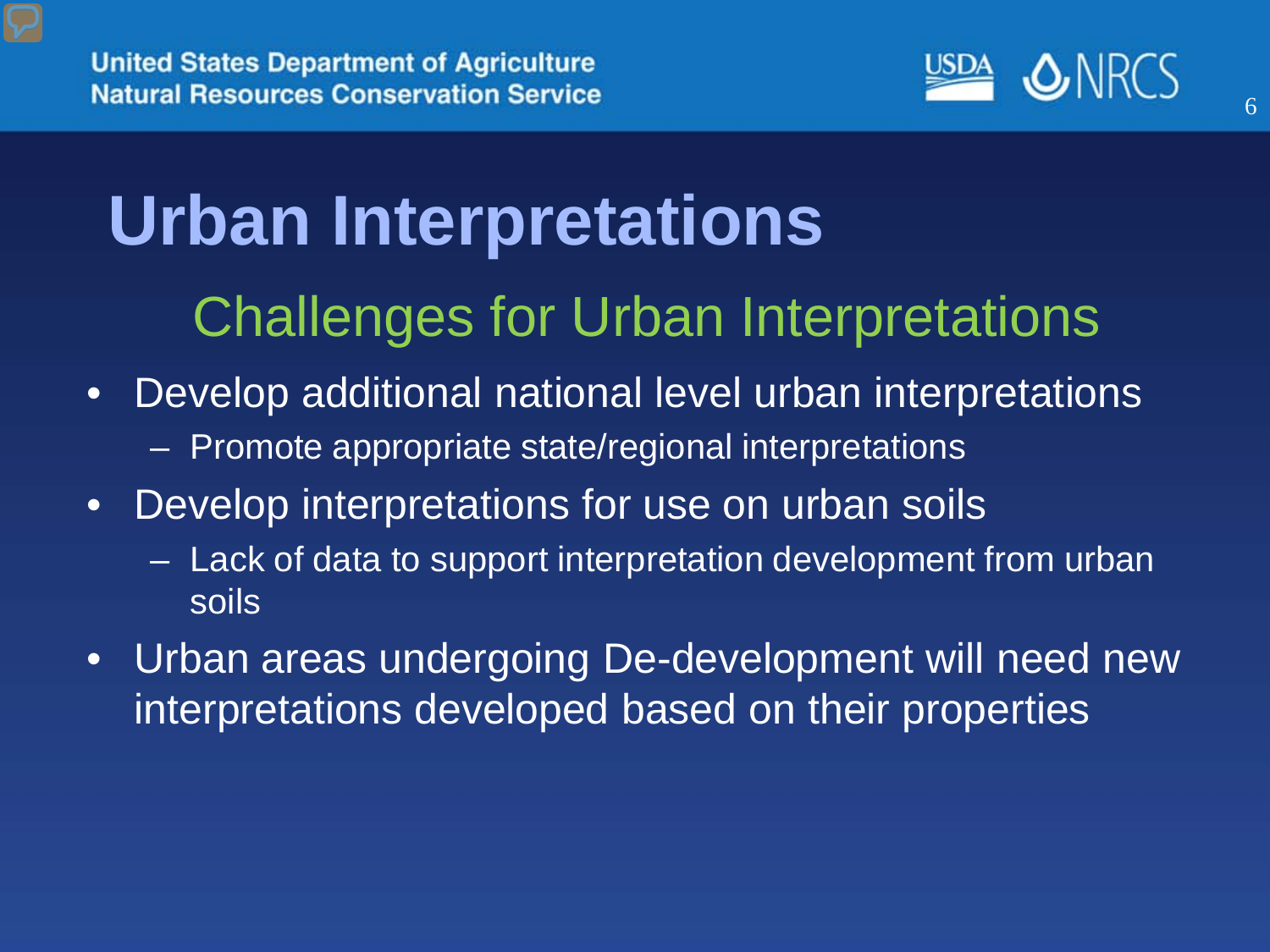# Urban Interpretations

## Challenges for Urban Interpretations

- Develop additional national level urban interpretations
  - Promote appropriate state/regional interpretations
- Develop interpretations for use on urban soils
  - Lack of data to support interpretation development from urban soils
- Urban areas undergoing De-development will need new interpretations developed based on their properties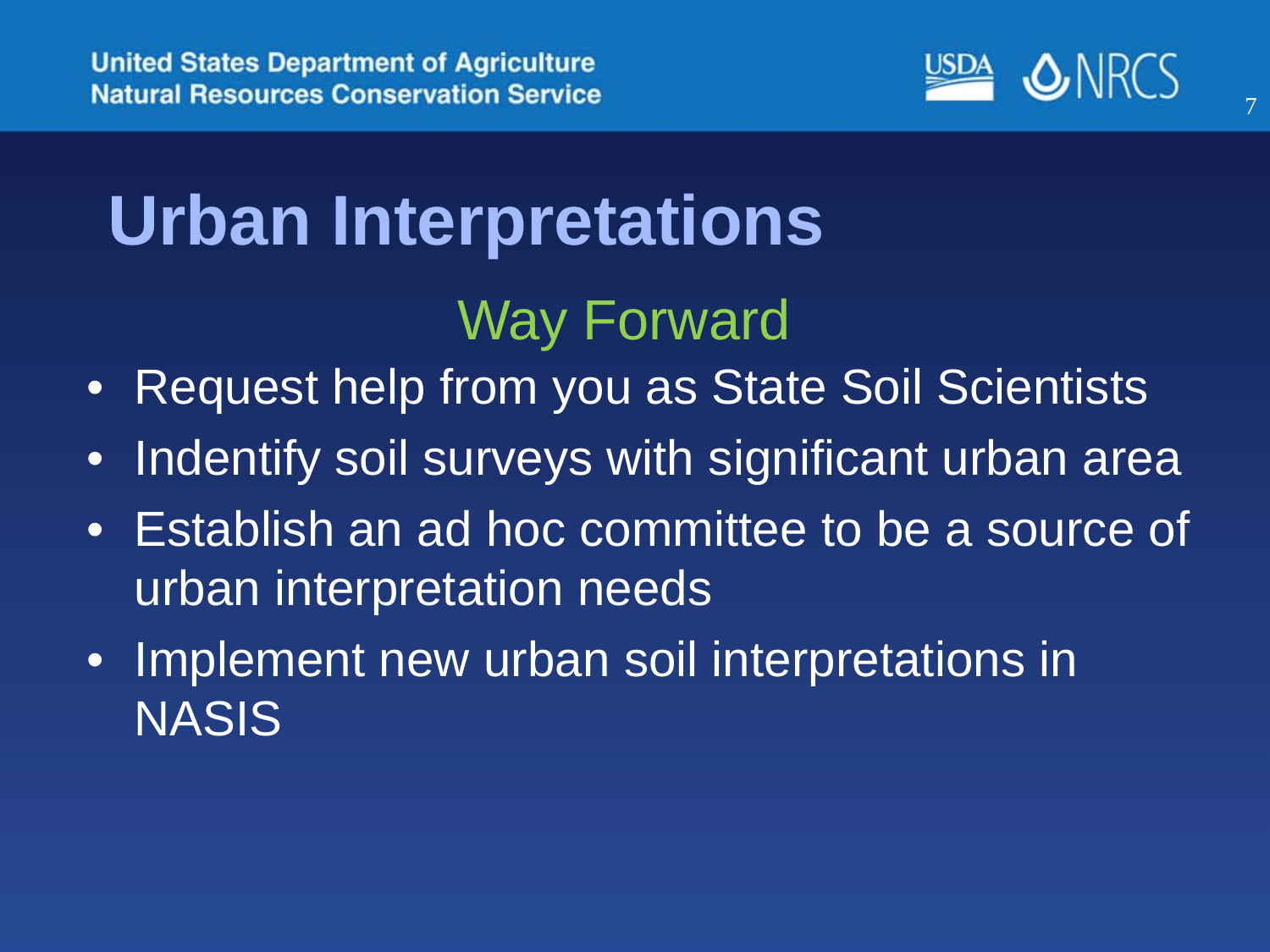# Urban Interpretations

## Way Forward

- Request help from you as State Soil Scientists
- Indentify soil surveys with significant urban area
- Establish an ad hoc committee to be a source of urban interpretation needs
- Implement new urban soil interpretations in NASIS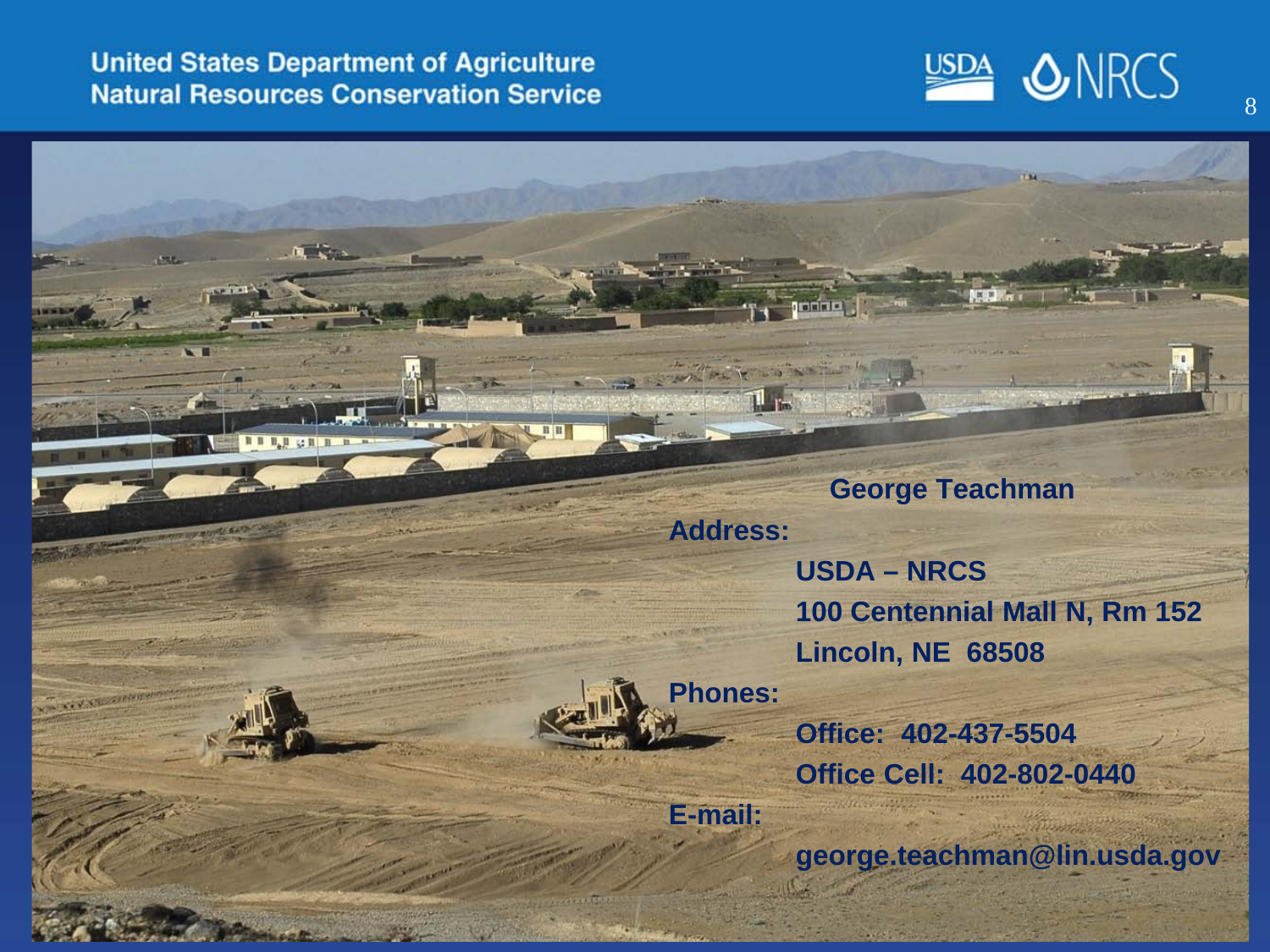**George Teachman**

**Address:**

**USDA – NRCS**
**100 Centennial Mall N, Rm 152**
**Lincoln, NE 68508**

**Phones:**

**Office: 402-437-5504**
**Office Cell: 402-802-0440**

**E-mail:**

**george.teachman@lin.usda.gov**